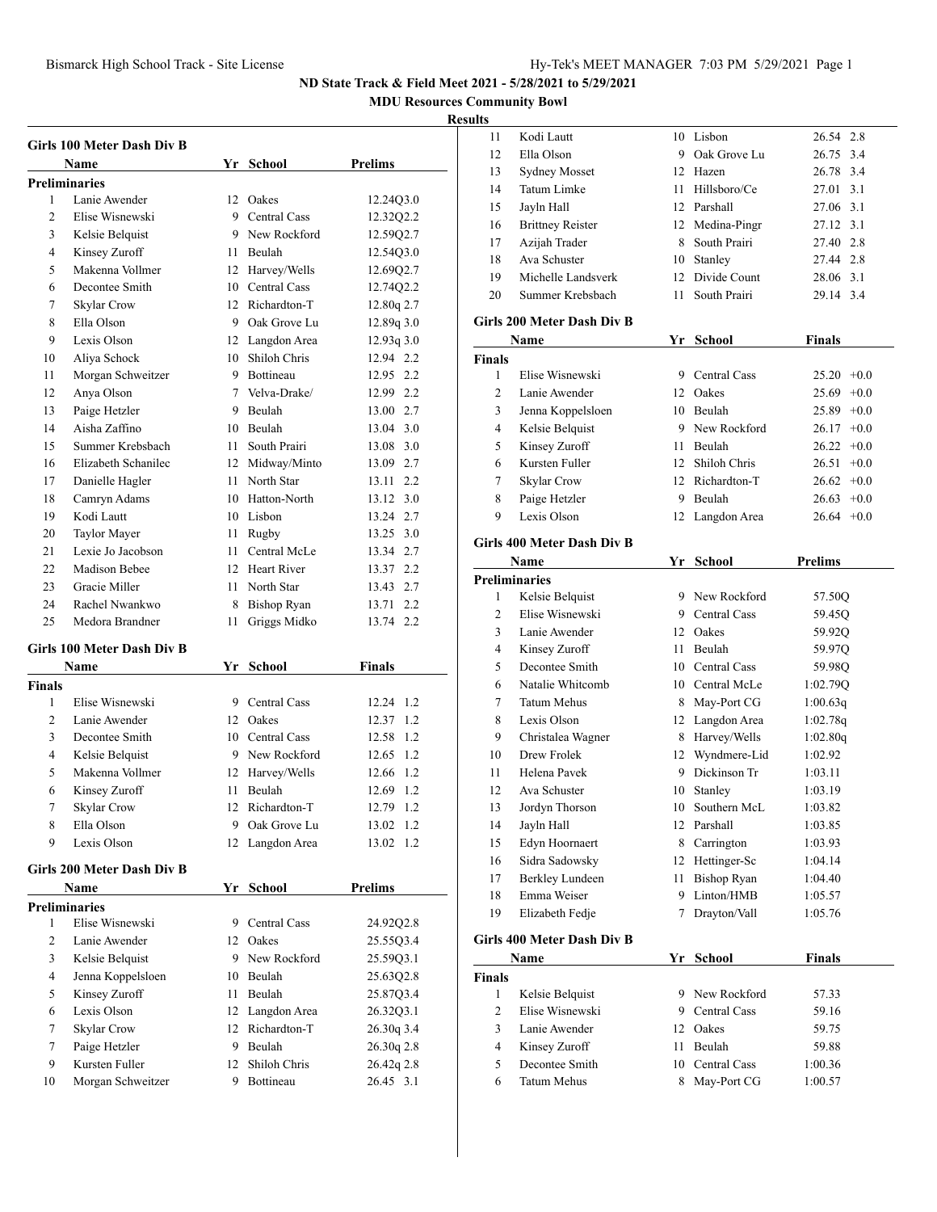ND State Track & Field Meet 2021 - 5/28/2021 to 5/29/2021

MDU Resources Community Bowl

Results

### Girls 100 Meter Dash Div B

| | Name | Yr | School | Prelims |
|---|---|---|---|---|
| **Preliminaries** | | | | |
| 1 | Lanie Awender | 12 | Oakes | 12.24Q3.0 |
| 2 | Elise Wisnewski | 9 | Central Cass | 12.32Q2.2 |
| 3 | Kelsie Belquist | 9 | New Rockford | 12.59Q2.7 |
| 4 | Kinsey Zuroff | 11 | Beulah | 12.54Q3.0 |
| 5 | Makenna Vollmer | 12 | Harvey/Wells | 12.69Q2.7 |
| 6 | Decontee Smith | 10 | Central Cass | 12.74Q2.2 |
| 7 | Skylar Crow | 12 | Richardton-T | 12.80q 2.7 |
| 8 | Ella Olson | 9 | Oak Grove Lu | 12.89q 3.0 |
| 9 | Lexis Olson | 12 | Langdon Area | 12.93q 3.0 |
| 10 | Aliya Schock | 10 | Shiloh Chris | 12.94 2.2 |
| 11 | Morgan Schweitzer | 9 | Bottineau | 12.95 2.2 |
| 12 | Anya Olson | 7 | Velva-Drake/ | 12.99 2.2 |
| 13 | Paige Hetzler | 9 | Beulah | 13.00 2.7 |
| 14 | Aisha Zaffino | 10 | Beulah | 13.04 3.0 |
| 15 | Summer Krebsbach | 11 | South Prairi | 13.08 3.0 |
| 16 | Elizabeth Schanilec | 12 | Midway/Minto | 13.09 2.7 |
| 17 | Danielle Hagler | 11 | North Star | 13.11 2.2 |
| 18 | Camryn Adams | 10 | Hatton-North | 13.12 3.0 |
| 19 | Kodi Lautt | 10 | Lisbon | 13.24 2.7 |
| 20 | Taylor Mayer | 11 | Rugby | 13.25 3.0 |
| 21 | Lexie Jo Jacobson | 11 | Central McLe | 13.34 2.7 |
| 22 | Madison Bebee | 12 | Heart River | 13.37 2.2 |
| 23 | Gracie Miller | 11 | North Star | 13.43 2.7 |
| 24 | Rachel Nwankwo | 8 | Bishop Ryan | 13.71 2.2 |
| 25 | Medora Brandner | 11 | Griggs Midko | 13.74 2.2 |

### Girls 100 Meter Dash Div B

| | Name | Yr | School | Finals |
|---|---|---|---|---|
| **Finals** | | | | |
| 1 | Elise Wisnewski | 9 | Central Cass | 12.24 1.2 |
| 2 | Lanie Awender | 12 | Oakes | 12.37 1.2 |
| 3 | Decontee Smith | 10 | Central Cass | 12.58 1.2 |
| 4 | Kelsie Belquist | 9 | New Rockford | 12.65 1.2 |
| 5 | Makenna Vollmer | 12 | Harvey/Wells | 12.66 1.2 |
| 6 | Kinsey Zuroff | 11 | Beulah | 12.69 1.2 |
| 7 | Skylar Crow | 12 | Richardton-T | 12.79 1.2 |
| 8 | Ella Olson | 9 | Oak Grove Lu | 13.02 1.2 |
| 9 | Lexis Olson | 12 | Langdon Area | 13.02 1.2 |

### Girls 200 Meter Dash Div B

| | Name | Yr | School | Prelims |
|---|---|---|---|---|
| **Preliminaries** | | | | |
| 1 | Elise Wisnewski | 9 | Central Cass | 24.92Q2.8 |
| 2 | Lanie Awender | 12 | Oakes | 25.55Q3.4 |
| 3 | Kelsie Belquist | 9 | New Rockford | 25.59Q3.1 |
| 4 | Jenna Koppelsloen | 10 | Beulah | 25.63Q2.8 |
| 5 | Kinsey Zuroff | 11 | Beulah | 25.87Q3.4 |
| 6 | Lexis Olson | 12 | Langdon Area | 26.32Q3.1 |
| 7 | Skylar Crow | 12 | Richardton-T | 26.30q 3.4 |
| 7 | Paige Hetzler | 9 | Beulah | 26.30q 2.8 |
| 9 | Kursten Fuller | 12 | Shiloh Chris | 26.42q 2.8 |
| 10 | Morgan Schweitzer | 9 | Bottineau | 26.45 3.1 |
| 11 | Kodi Lautt | 10 | Lisbon | 26.54 2.8 |
| 12 | Ella Olson | 9 | Oak Grove Lu | 26.75 3.4 |
| 13 | Sydney Mosset | 12 | Hazen | 26.78 3.4 |
| 14 | Tatum Limke | 11 | Hillsboro/Ce | 27.01 3.1 |
| 15 | Jayln Hall | 12 | Parshall | 27.06 3.1 |
| 16 | Brittney Reister | 12 | Medina-Pingr | 27.12 3.1 |
| 17 | Azijah Trader | 8 | South Prairi | 27.40 2.8 |
| 18 | Ava Schuster | 10 | Stanley | 27.44 2.8 |
| 19 | Michelle Landsverk | 12 | Divide Count | 28.06 3.1 |
| 20 | Summer Krebsbach | 11 | South Prairi | 29.14 3.4 |

### Girls 200 Meter Dash Div B

| | Name | Yr | School | Finals |
|---|---|---|---|---|
| **Finals** | | | | |
| 1 | Elise Wisnewski | 9 | Central Cass | 25.20 +0.0 |
| 2 | Lanie Awender | 12 | Oakes | 25.69 +0.0 |
| 3 | Jenna Koppelsloen | 10 | Beulah | 25.89 +0.0 |
| 4 | Kelsie Belquist | 9 | New Rockford | 26.17 +0.0 |
| 5 | Kinsey Zuroff | 11 | Beulah | 26.22 +0.0 |
| 6 | Kursten Fuller | 12 | Shiloh Chris | 26.51 +0.0 |
| 7 | Skylar Crow | 12 | Richardton-T | 26.62 +0.0 |
| 8 | Paige Hetzler | 9 | Beulah | 26.63 +0.0 |
| 9 | Lexis Olson | 12 | Langdon Area | 26.64 +0.0 |

### Girls 400 Meter Dash Div B

| | Name | Yr | School | Prelims |
|---|---|---|---|---|
| **Preliminaries** | | | | |
| 1 | Kelsie Belquist | 9 | New Rockford | 57.50Q |
| 2 | Elise Wisnewski | 9 | Central Cass | 59.45Q |
| 3 | Lanie Awender | 12 | Oakes | 59.92Q |
| 4 | Kinsey Zuroff | 11 | Beulah | 59.97Q |
| 5 | Decontee Smith | 10 | Central Cass | 59.98Q |
| 6 | Natalie Whitcomb | 10 | Central McLe | 1:02.79Q |
| 7 | Tatum Mehus | 8 | May-Port CG | 1:00.63q |
| 8 | Lexis Olson | 12 | Langdon Area | 1:02.78q |
| 9 | Christalea Wagner | 8 | Harvey/Wells | 1:02.80q |
| 10 | Drew Frolek | 12 | Wyndmere-Lid | 1:02.92 |
| 11 | Helena Pavek | 9 | Dickinson Tr | 1:03.11 |
| 12 | Ava Schuster | 10 | Stanley | 1:03.19 |
| 13 | Jordyn Thorson | 10 | Southern McL | 1:03.82 |
| 14 | Jayln Hall | 12 | Parshall | 1:03.85 |
| 15 | Edyn Hoornaert | 8 | Carrington | 1:03.93 |
| 16 | Sidra Sadowsky | 12 | Hettinger-Sc | 1:04.14 |
| 17 | Berkley Lundeen | 11 | Bishop Ryan | 1:04.40 |
| 18 | Emma Weiser | 9 | Linton/HMB | 1:05.57 |
| 19 | Elizabeth Fedje | 7 | Drayton/Vall | 1:05.76 |

### Girls 400 Meter Dash Div B

| | Name | Yr | School | Finals |
|---|---|---|---|---|
| **Finals** | | | | |
| 1 | Kelsie Belquist | 9 | New Rockford | 57.33 |
| 2 | Elise Wisnewski | 9 | Central Cass | 59.16 |
| 3 | Lanie Awender | 12 | Oakes | 59.75 |
| 4 | Kinsey Zuroff | 11 | Beulah | 59.88 |
| 5 | Decontee Smith | 10 | Central Cass | 1:00.36 |
| 6 | Tatum Mehus | 8 | May-Port CG | 1:00.57 |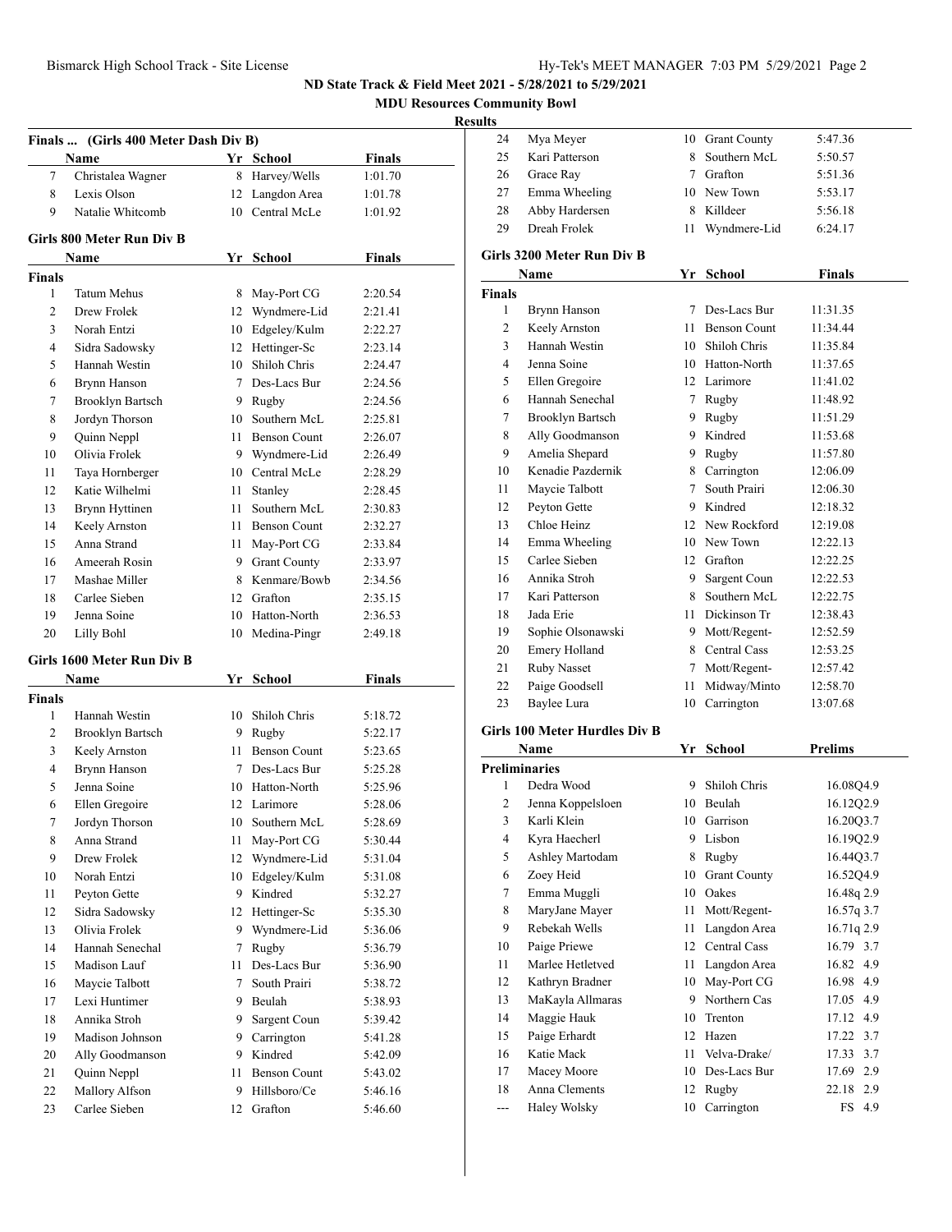## ND State Track & Field Meet 2021 - 5/28/2021 to 5/29/2021

### MDU Resources Community Bowl

**Results**

### Finals ... (Girls 400 Meter Dash Div B)

| | Name | Yr | School | Finals |
|---|---|---|---|---|
| 7 | Christalea Wagner | 8 | Harvey/Wells | 1:01.70 |
| 8 | Lexis Olson | 12 | Langdon Area | 1:01.78 |
| 9 | Natalie Whitcomb | 10 | Central McLe | 1:01.92 |

### Girls 800 Meter Run Div B

| | Name | Yr | School | Finals |
|---|---|---|---|---|
| **Finals** | | | | |
| 1 | Tatum Mehus | 8 | May-Port CG | 2:20.54 |
| 2 | Drew Frolek | 12 | Wyndmere-Lid | 2:21.41 |
| 3 | Norah Entzi | 10 | Edgeley/Kulm | 2:22.27 |
| 4 | Sidra Sadowsky | 12 | Hettinger-Sc | 2:23.14 |
| 5 | Hannah Westin | 10 | Shiloh Chris | 2:24.47 |
| 6 | Brynn Hanson | 7 | Des-Lacs Bur | 2:24.56 |
| 7 | Brooklyn Bartsch | 9 | Rugby | 2:24.56 |
| 8 | Jordyn Thorson | 10 | Southern McL | 2:25.81 |
| 9 | Quinn Neppl | 11 | Benson Count | 2:26.07 |
| 10 | Olivia Frolek | 9 | Wyndmere-Lid | 2:26.49 |
| 11 | Taya Hornberger | 10 | Central McLe | 2:28.29 |
| 12 | Katie Wilhelmi | 11 | Stanley | 2:28.45 |
| 13 | Brynn Hyttinen | 11 | Southern McL | 2:30.83 |
| 14 | Keely Arnston | 11 | Benson Count | 2:32.27 |
| 15 | Anna Strand | 11 | May-Port CG | 2:33.84 |
| 16 | Ameerah Rosin | 9 | Grant County | 2:33.97 |
| 17 | Mashae Miller | 8 | Kenmare/Bowb | 2:34.56 |
| 18 | Carlee Sieben | 12 | Grafton | 2:35.15 |
| 19 | Jenna Soine | 10 | Hatton-North | 2:36.53 |
| 20 | Lilly Bohl | 10 | Medina-Pingr | 2:49.18 |

### Girls 1600 Meter Run Div B

| | Name | Yr | School | Finals |
|---|---|---|---|---|
| **Finals** | | | | |
| 1 | Hannah Westin | 10 | Shiloh Chris | 5:18.72 |
| 2 | Brooklyn Bartsch | 9 | Rugby | 5:22.17 |
| 3 | Keely Arnston | 11 | Benson Count | 5:23.65 |
| 4 | Brynn Hanson | 7 | Des-Lacs Bur | 5:25.28 |
| 5 | Jenna Soine | 10 | Hatton-North | 5:25.96 |
| 6 | Ellen Gregoire | 12 | Larimore | 5:28.06 |
| 7 | Jordyn Thorson | 10 | Southern McL | 5:28.69 |
| 8 | Anna Strand | 11 | May-Port CG | 5:30.44 |
| 9 | Drew Frolek | 12 | Wyndmere-Lid | 5:31.04 |
| 10 | Norah Entzi | 10 | Edgeley/Kulm | 5:31.08 |
| 11 | Peyton Gette | 9 | Kindred | 5:32.27 |
| 12 | Sidra Sadowsky | 12 | Hettinger-Sc | 5:35.30 |
| 13 | Olivia Frolek | 9 | Wyndmere-Lid | 5:36.06 |
| 14 | Hannah Senechal | 7 | Rugby | 5:36.79 |
| 15 | Madison Lauf | 11 | Des-Lacs Bur | 5:36.90 |
| 16 | Maycie Talbott | 7 | South Prairi | 5:38.72 |
| 17 | Lexi Huntimer | 9 | Beulah | 5:38.93 |
| 18 | Annika Stroh | 9 | Sargent Coun | 5:39.42 |
| 19 | Madison Johnson | 9 | Carrington | 5:41.28 |
| 20 | Ally Goodmanson | 9 | Kindred | 5:42.09 |
| 21 | Quinn Neppl | 11 | Benson Count | 5:43.02 |
| 22 | Mallory Alfson | 9 | Hillsboro/Ce | 5:46.16 |
| 23 | Carlee Sieben | 12 | Grafton | 5:46.60 |
| 24 | Mya Meyer | 10 | Grant County | 5:47.36 |
| 25 | Kari Patterson | 8 | Southern McL | 5:50.57 |
| 26 | Grace Ray | 7 | Grafton | 5:51.36 |
| 27 | Emma Wheeling | 10 | New Town | 5:53.17 |
| 28 | Abby Hardersen | 8 | Killdeer | 5:56.18 |
| 29 | Dreah Frolek | 11 | Wyndmere-Lid | 6:24.17 |

### Girls 3200 Meter Run Div B

| | Name | Yr | School | Finals |
|---|---|---|---|---|
| **Finals** | | | | |
| 1 | Brynn Hanson | 7 | Des-Lacs Bur | 11:31.35 |
| 2 | Keely Arnston | 11 | Benson Count | 11:34.44 |
| 3 | Hannah Westin | 10 | Shiloh Chris | 11:35.84 |
| 4 | Jenna Soine | 10 | Hatton-North | 11:37.65 |
| 5 | Ellen Gregoire | 12 | Larimore | 11:41.02 |
| 6 | Hannah Senechal | 7 | Rugby | 11:48.92 |
| 7 | Brooklyn Bartsch | 9 | Rugby | 11:51.29 |
| 8 | Ally Goodmanson | 9 | Kindred | 11:53.68 |
| 9 | Amelia Shepard | 9 | Rugby | 11:57.80 |
| 10 | Kenadie Pazdernik | 8 | Carrington | 12:06.09 |
| 11 | Maycie Talbott | 7 | South Prairi | 12:06.30 |
| 12 | Peyton Gette | 9 | Kindred | 12:18.32 |
| 13 | Chloe Heinz | 12 | New Rockford | 12:19.08 |
| 14 | Emma Wheeling | 10 | New Town | 12:22.13 |
| 15 | Carlee Sieben | 12 | Grafton | 12:22.25 |
| 16 | Annika Stroh | 9 | Sargent Coun | 12:22.53 |
| 17 | Kari Patterson | 8 | Southern McL | 12:22.75 |
| 18 | Jada Erie | 11 | Dickinson Tr | 12:38.43 |
| 19 | Sophie Olsonawski | 9 | Mott/Regent- | 12:52.59 |
| 20 | Emery Holland | 8 | Central Cass | 12:53.25 |
| 21 | Ruby Nasset | 7 | Mott/Regent- | 12:57.42 |
| 22 | Paige Goodsell | 11 | Midway/Minto | 12:58.70 |
| 23 | Baylee Lura | 10 | Carrington | 13:07.68 |

### Girls 100 Meter Hurdles Div B

| | Name | Yr | School | Prelims | |
|---|---|---|---|---|---|
| **Preliminaries** | | | | | |
| 1 | Dedra Wood | 9 | Shiloh Chris | 16.08Q | 4.9 |
| 2 | Jenna Koppelsloen | 10 | Beulah | 16.12Q | 2.9 |
| 3 | Karli Klein | 10 | Garrison | 16.20Q | 3.7 |
| 4 | Kyra Haecherl | 9 | Lisbon | 16.19Q | 2.9 |
| 5 | Ashley Martodam | 8 | Rugby | 16.44Q | 3.7 |
| 6 | Zoey Heid | 10 | Grant County | 16.52Q | 4.9 |
| 7 | Emma Muggli | 10 | Oakes | 16.48q | 2.9 |
| 8 | MaryJane Mayer | 11 | Mott/Regent- | 16.57q | 3.7 |
| 9 | Rebekah Wells | 11 | Langdon Area | 16.71q | 2.9 |
| 10 | Paige Priewe | 12 | Central Cass | 16.79 | 3.7 |
| 11 | Marlee Hetletved | 11 | Langdon Area | 16.82 | 4.9 |
| 12 | Kathryn Bradner | 10 | May-Port CG | 16.98 | 4.9 |
| 13 | MaKayla Allmaras | 9 | Northern Cas | 17.05 | 4.9 |
| 14 | Maggie Hauk | 10 | Trenton | 17.12 | 4.9 |
| 15 | Paige Erhardt | 12 | Hazen | 17.22 | 3.7 |
| 16 | Katie Mack | 11 | Velva-Drake/ | 17.33 | 3.7 |
| 17 | Macey Moore | 10 | Des-Lacs Bur | 17.69 | 2.9 |
| 18 | Anna Clements | 12 | Rugby | 22.18 | 2.9 |
| --- | Haley Wolsky | 10 | Carrington | FS | 4.9 |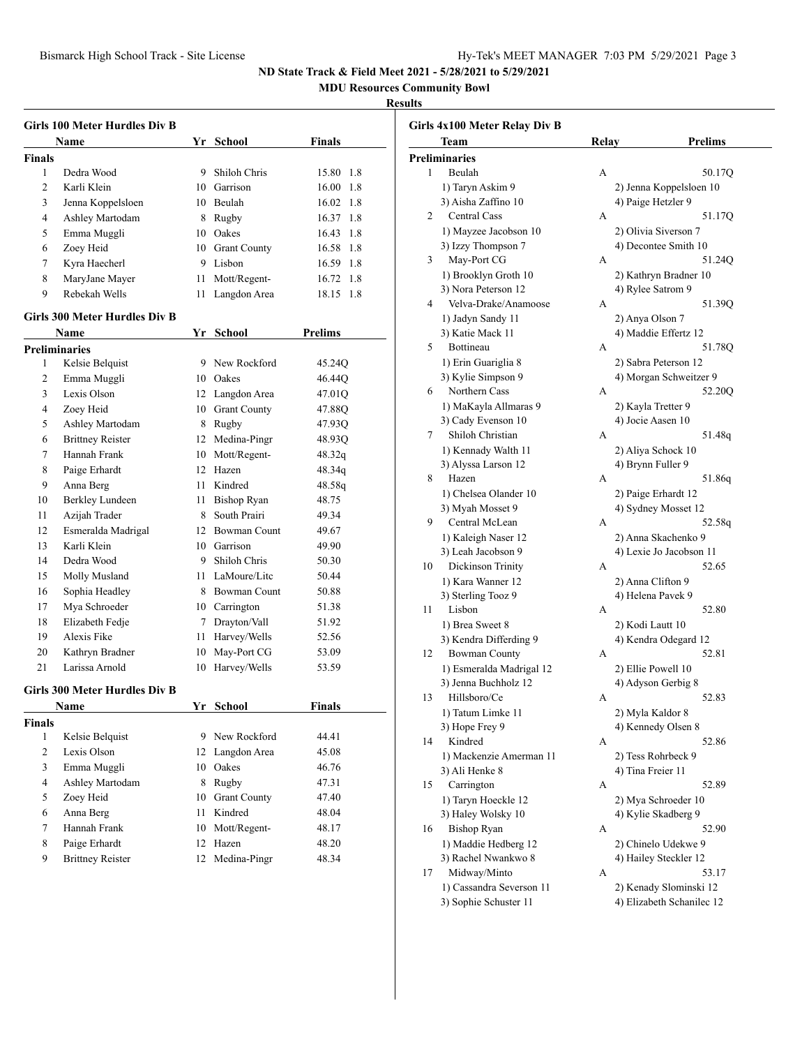## ND State Track & Field Meet 2021 - 5/28/2021 to 5/29/2021

### MDU Resources Community Bowl

### Results

#### Girls 100 Meter Hurdles Div B

| | Name | Yr | School | Finals | |
|---|---|---|---|---|---|
| **Finals** | | | | | |
| 1 | Dedra Wood | 9 | Shiloh Chris | 15.80 | 1.8 |
| 2 | Karli Klein | 10 | Garrison | 16.00 | 1.8 |
| 3 | Jenna Koppelsloen | 10 | Beulah | 16.02 | 1.8 |
| 4 | Ashley Martodam | 8 | Rugby | 16.37 | 1.8 |
| 5 | Emma Muggli | 10 | Oakes | 16.43 | 1.8 |
| 6 | Zoey Heid | 10 | Grant County | 16.58 | 1.8 |
| 7 | Kyra Haecherl | 9 | Lisbon | 16.59 | 1.8 |
| 8 | MaryJane Mayer | 11 | Mott/Regent- | 16.72 | 1.8 |
| 9 | Rebekah Wells | 11 | Langdon Area | 18.15 | 1.8 |

#### Girls 300 Meter Hurdles Div B

| | Name | Yr | School | Prelims |
|---|---|---|---|---|
| **Preliminaries** | | | | |
| 1 | Kelsie Belquist | 9 | New Rockford | 45.24Q |
| 2 | Emma Muggli | 10 | Oakes | 46.44Q |
| 3 | Lexis Olson | 12 | Langdon Area | 47.01Q |
| 4 | Zoey Heid | 10 | Grant County | 47.88Q |
| 5 | Ashley Martodam | 8 | Rugby | 47.93Q |
| 6 | Brittney Reister | 12 | Medina-Pingr | 48.93Q |
| 7 | Hannah Frank | 10 | Mott/Regent- | 48.32q |
| 8 | Paige Erhardt | 12 | Hazen | 48.34q |
| 9 | Anna Berg | 11 | Kindred | 48.58q |
| 10 | Berkley Lundeen | 11 | Bishop Ryan | 48.75 |
| 11 | Azijah Trader | 8 | South Prairi | 49.34 |
| 12 | Esmeralda Madrigal | 12 | Bowman Count | 49.67 |
| 13 | Karli Klein | 10 | Garrison | 49.90 |
| 14 | Dedra Wood | 9 | Shiloh Chris | 50.30 |
| 15 | Molly Musland | 11 | LaMoure/Litc | 50.44 |
| 16 | Sophia Headley | 8 | Bowman Count | 50.88 |
| 17 | Mya Schroeder | 10 | Carrington | 51.38 |
| 18 | Elizabeth Fedje | 7 | Drayton/Vall | 51.92 |
| 19 | Alexis Fike | 11 | Harvey/Wells | 52.56 |
| 20 | Kathryn Bradner | 10 | May-Port CG | 53.09 |
| 21 | Larissa Arnold | 10 | Harvey/Wells | 53.59 |

#### Girls 300 Meter Hurdles Div B

| | Name | Yr | School | Finals |
|---|---|---|---|---|
| **Finals** | | | | |
| 1 | Kelsie Belquist | 9 | New Rockford | 44.41 |
| 2 | Lexis Olson | 12 | Langdon Area | 45.08 |
| 3 | Emma Muggli | 10 | Oakes | 46.76 |
| 4 | Ashley Martodam | 8 | Rugby | 47.31 |
| 5 | Zoey Heid | 10 | Grant County | 47.40 |
| 6 | Anna Berg | 11 | Kindred | 48.04 |
| 7 | Hannah Frank | 10 | Mott/Regent- | 48.17 |
| 8 | Paige Erhardt | 12 | Hazen | 48.20 |
| 9 | Brittney Reister | 12 | Medina-Pingr | 48.34 |

#### Girls 4x100 Meter Relay Div B

| | Team | Relay | Prelims |
|---|---|---|---|
| **Preliminaries** | | | |
| 1 | Beulah | A | 50.17Q |
| | 1) Taryn Askim 9 | 2) Jenna Koppelsloen 10 | |
| | 3) Aisha Zaffino 10 | 4) Paige Hetzler 9 | |
| 2 | Central Cass | A | 51.17Q |
| | 1) Mayzee Jacobson 10 | 2) Olivia Siverson 7 | |
| | 3) Izzy Thompson 7 | 4) Decontee Smith 10 | |
| 3 | May-Port CG | A | 51.24Q |
| | 1) Brooklyn Groth 10 | 2) Kathryn Bradner 10 | |
| | 3) Nora Peterson 12 | 4) Rylee Satrom 9 | |
| 4 | Velva-Drake/Anamoose | A | 51.39Q |
| | 1) Jadyn Sandy 11 | 2) Anya Olson 7 | |
| | 3) Katie Mack 11 | 4) Maddie Effertz 12 | |
| 5 | Bottineau | A | 51.78Q |
| | 1) Erin Guariglia 8 | 2) Sabra Peterson 12 | |
| | 3) Kylie Simpson 9 | 4) Morgan Schweitzer 9 | |
| 6 | Northern Cass | A | 52.20Q |
| | 1) MaKayla Allmaras 9 | 2) Kayla Tretter 9 | |
| | 3) Cady Evenson 10 | 4) Jocie Aasen 10 | |
| 7 | Shiloh Christian | A | 51.48q |
| | 1) Kennady Walth 11 | 2) Aliya Schock 10 | |
| | 3) Alyssa Larson 12 | 4) Brynn Fuller 9 | |
| 8 | Hazen | A | 51.86q |
| | 1) Chelsea Olander 10 | 2) Paige Erhardt 12 | |
| | 3) Myah Mosset 9 | 4) Sydney Mosset 12 | |
| 9 | Central McLean | A | 52.58q |
| | 1) Kaleigh Naser 12 | 2) Anna Skachenko 9 | |
| | 3) Leah Jacobson 9 | 4) Lexie Jo Jacobson 11 | |
| 10 | Dickinson Trinity | A | 52.65 |
| | 1) Kara Wanner 12 | 2) Anna Clifton 9 | |
| | 3) Sterling Tooz 9 | 4) Helena Pavek 9 | |
| 11 | Lisbon | A | 52.80 |
| | 1) Brea Sweet 8 | 2) Kodi Lautt 10 | |
| | 3) Kendra Differding 9 | 4) Kendra Odegard 12 | |
| 12 | Bowman County | A | 52.81 |
| | 1) Esmeralda Madrigal 12 | 2) Ellie Powell 10 | |
| | 3) Jenna Buchholz 12 | 4) Adyson Gerbig 8 | |
| 13 | Hillsboro/Ce | A | 52.83 |
| | 1) Tatum Limke 11 | 2) Myla Kaldor 8 | |
| | 3) Hope Frey 9 | 4) Kennedy Olsen 8 | |
| 14 | Kindred | A | 52.86 |
| | 1) Mackenzie Amerman 11 | 2) Tess Rohrbeck 9 | |
| | 3) Ali Henke 8 | 4) Tina Freier 11 | |
| 15 | Carrington | A | 52.89 |
| | 1) Taryn Hoeckle 12 | 2) Mya Schroeder 10 | |
| | 3) Haley Wolsky 10 | 4) Kylie Skadberg 9 | |
| 16 | Bishop Ryan | A | 52.90 |
| | 1) Maddie Hedberg 12 | 2) Chinelo Udekwe 9 | |
| | 3) Rachel Nwankwo 8 | 4) Hailey Steckler 12 | |
| 17 | Midway/Minto | A | 53.17 |
| | 1) Cassandra Severson 11 | 2) Kenady Slominski 12 | |
| | 3) Sophie Schuster 11 | 4) Elizabeth Schanilec 12 | |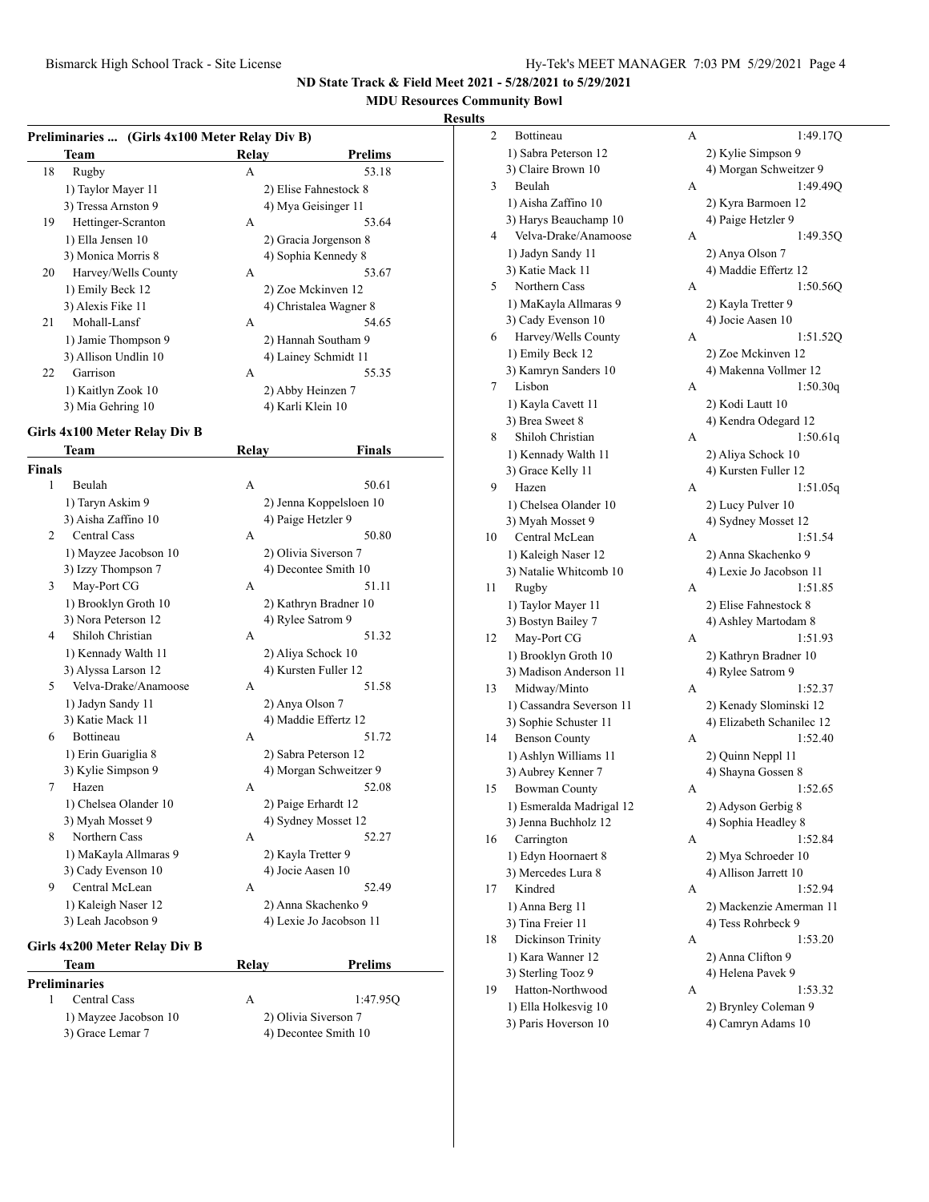## ND State Track & Field Meet 2021 - 5/28/2021 to 5/29/2021

### MDU Resources Community Bowl

### Results

**Preliminaries ... (Girls 4x100 Meter Relay Div B)**

| | Team | Relay | Prelims |
|---|---|---|---|
| 18 | Rugby | A | 53.18 |
| | 1) Taylor Mayer 11 | 2) Elise Fahnestock 8 | |
| | 3) Tressa Arnston 9 | 4) Mya Geisinger 11 | |
| 19 | Hettinger-Scranton | A | 53.64 |
| | 1) Ella Jensen 10 | 2) Gracia Jorgenson 8 | |
| | 3) Monica Morris 8 | 4) Sophia Kennedy 8 | |
| 20 | Harvey/Wells County | A | 53.67 |
| | 1) Emily Beck 12 | 2) Zoe Mckinven 12 | |
| | 3) Alexis Fike 11 | 4) Christalea Wagner 8 | |
| 21 | Mohall-Lansf | A | 54.65 |
| | 1) Jamie Thompson 9 | 2) Hannah Southam 9 | |
| | 3) Allison Undlin 10 | 4) Lainey Schmidt 11 | |
| 22 | Garrison | A | 55.35 |
| | 1) Kaitlyn Zook 10 | 2) Abby Heinzen 7 | |
| | 3) Mia Gehring 10 | 4) Karli Klein 10 | |

**Girls 4x100 Meter Relay Div B**

| | Team | Relay | Finals |
|---|---|---|---|
| **Finals** | | | |
| 1 | Beulah | A | 50.61 |
| | 1) Taryn Askim 9 | 2) Jenna Koppelsloen 10 | |
| | 3) Aisha Zaffino 10 | 4) Paige Hetzler 9 | |
| 2 | Central Cass | A | 50.80 |
| | 1) Mayzee Jacobson 10 | 2) Olivia Siverson 7 | |
| | 3) Izzy Thompson 7 | 4) Decontee Smith 10 | |
| 3 | May-Port CG | A | 51.11 |
| | 1) Brooklyn Groth 10 | 2) Kathryn Bradner 10 | |
| | 3) Nora Peterson 12 | 4) Rylee Satrom 9 | |
| 4 | Shiloh Christian | A | 51.32 |
| | 1) Kennady Walth 11 | 2) Aliya Schock 10 | |
| | 3) Alyssa Larson 12 | 4) Kursten Fuller 12 | |
| 5 | Velva-Drake/Anamoose | A | 51.58 |
| | 1) Jadyn Sandy 11 | 2) Anya Olson 7 | |
| | 3) Katie Mack 11 | 4) Maddie Effertz 12 | |
| 6 | Bottineau | A | 51.72 |
| | 1) Erin Guariglia 8 | 2) Sabra Peterson 12 | |
| | 3) Kylie Simpson 9 | 4) Morgan Schweitzer 9 | |
| 7 | Hazen | A | 52.08 |
| | 1) Chelsea Olander 10 | 2) Paige Erhardt 12 | |
| | 3) Myah Mosset 9 | 4) Sydney Mosset 12 | |
| 8 | Northern Cass | A | 52.27 |
| | 1) MaKayla Allmaras 9 | 2) Kayla Tretter 9 | |
| | 3) Cady Evenson 10 | 4) Jocie Aasen 10 | |
| 9 | Central McLean | A | 52.49 |
| | 1) Kaleigh Naser 12 | 2) Anna Skachenko 9 | |
| | 3) Leah Jacobson 9 | 4) Lexie Jo Jacobson 11 | |

**Girls 4x200 Meter Relay Div B**

| | Team | Relay | Prelims |
|---|---|---|---|
| **Preliminaries** | | | |
| 1 | Central Cass | A | 1:47.95Q |
| | 1) Mayzee Jacobson 10 | 2) Olivia Siverson 7 | |
| | 3) Grace Lemar 7 | 4) Decontee Smith 10 | |
| 2 | Bottineau | A | 1:49.17Q |
| | 1) Sabra Peterson 12 | 2) Kylie Simpson 9 | |
| | 3) Claire Brown 10 | 4) Morgan Schweitzer 9 | |
| 3 | Beulah | A | 1:49.49Q |
| | 1) Aisha Zaffino 10 | 2) Kyra Barmoen 12 | |
| | 3) Harys Beauchamp 10 | 4) Paige Hetzler 9 | |
| 4 | Velva-Drake/Anamoose | A | 1:49.35Q |
| | 1) Jadyn Sandy 11 | 2) Anya Olson 7 | |
| | 3) Katie Mack 11 | 4) Maddie Effertz 12 | |
| 5 | Northern Cass | A | 1:50.56Q |
| | 1) MaKayla Allmaras 9 | 2) Kayla Tretter 9 | |
| | 3) Cady Evenson 10 | 4) Jocie Aasen 10 | |
| 6 | Harvey/Wells County | A | 1:51.52Q |
| | 1) Emily Beck 12 | 2) Zoe Mckinven 12 | |
| | 3) Kamryn Sanders 10 | 4) Makenna Vollmer 12 | |
| 7 | Lisbon | A | 1:50.30q |
| | 1) Kayla Cavett 11 | 2) Kodi Lautt 10 | |
| | 3) Brea Sweet 8 | 4) Kendra Odegard 12 | |
| 8 | Shiloh Christian | A | 1:50.61q |
| | 1) Kennady Walth 11 | 2) Aliya Schock 10 | |
| | 3) Grace Kelly 11 | 4) Kursten Fuller 12 | |
| 9 | Hazen | A | 1:51.05q |
| | 1) Chelsea Olander 10 | 2) Lucy Pulver 10 | |
| | 3) Myah Mosset 9 | 4) Sydney Mosset 12 | |
| 10 | Central McLean | A | 1:51.54 |
| | 1) Kaleigh Naser 12 | 2) Anna Skachenko 9 | |
| | 3) Natalie Whitcomb 10 | 4) Lexie Jo Jacobson 11 | |
| 11 | Rugby | A | 1:51.85 |
| | 1) Taylor Mayer 11 | 2) Elise Fahnestock 8 | |
| | 3) Bostyn Bailey 7 | 4) Ashley Martodam 8 | |
| 12 | May-Port CG | A | 1:51.93 |
| | 1) Brooklyn Groth 10 | 2) Kathryn Bradner 10 | |
| | 3) Madison Anderson 11 | 4) Rylee Satrom 9 | |
| 13 | Midway/Minto | A | 1:52.37 |
| | 1) Cassandra Severson 11 | 2) Kenady Slominski 12 | |
| | 3) Sophie Schuster 11 | 4) Elizabeth Schanilec 12 | |
| 14 | Benson County | A | 1:52.40 |
| | 1) Ashlyn Williams 11 | 2) Quinn Neppl 11 | |
| | 3) Aubrey Kenner 7 | 4) Shayna Gossen 8 | |
| 15 | Bowman County | A | 1:52.65 |
| | 1) Esmeralda Madrigal 12 | 2) Adyson Gerbig 8 | |
| | 3) Jenna Buchholz 12 | 4) Sophia Headley 8 | |
| 16 | Carrington | A | 1:52.84 |
| | 1) Edyn Hoornaert 8 | 2) Mya Schroeder 10 | |
| | 3) Mercedes Lura 8 | 4) Allison Jarrett 10 | |
| 17 | Kindred | A | 1:52.94 |
| | 1) Anna Berg 11 | 2) Mackenzie Amerman 11 | |
| | 3) Tina Freier 11 | 4) Tess Rohrbeck 9 | |
| 18 | Dickinson Trinity | A | 1:53.20 |
| | 1) Kara Wanner 12 | 2) Anna Clifton 9 | |
| | 3) Sterling Tooz 9 | 4) Helena Pavek 9 | |
| 19 | Hatton-Northwood | A | 1:53.32 |
| | 1) Ella Holkesvig 10 | 2) Brynley Coleman 9 | |
| | 3) Paris Hoverson 10 | 4) Camryn Adams 10 | |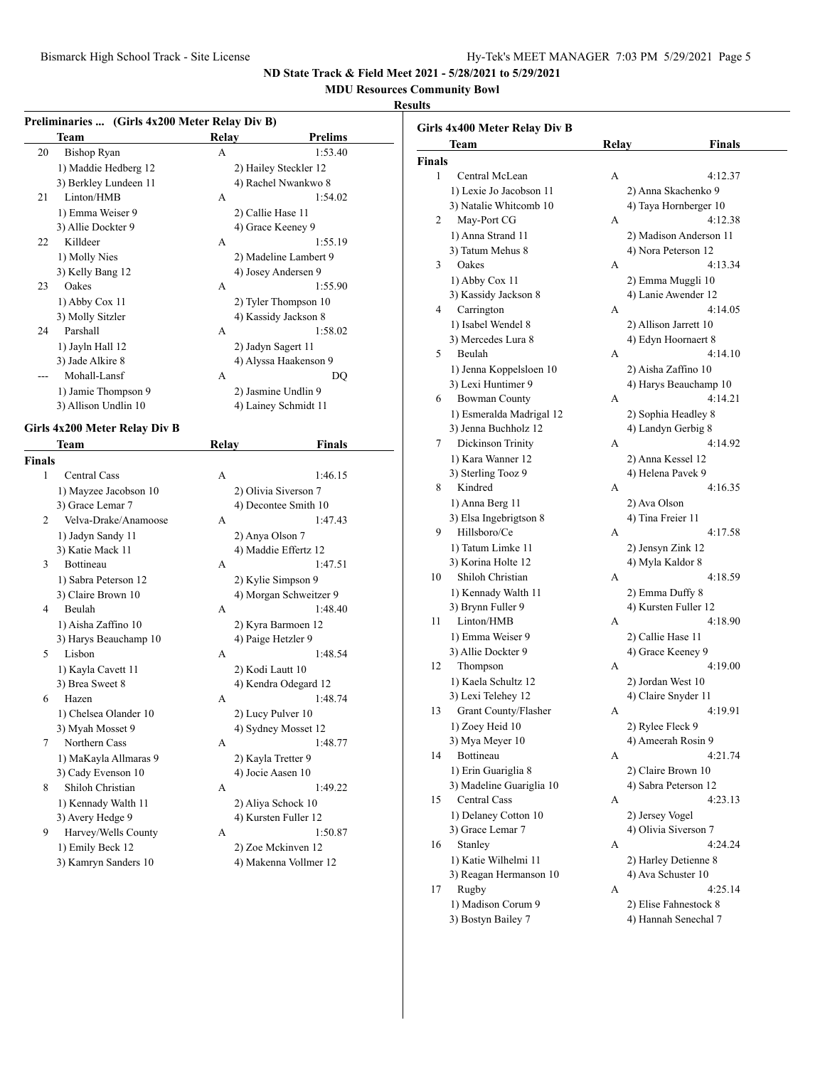## ND State Track & Field Meet 2021 - 5/28/2021 to 5/29/2021

### MDU Resources Community Bowl

**Results**

### Preliminaries ... (Girls 4x200 Meter Relay Div B)

| | Team | Relay | Prelims |
|---|---|---|---|
| 20 | Bishop Ryan | A | 1:53.40 |
| | 1) Maddie Hedberg 12 | 2) Hailey Steckler 12 | |
| | 3) Berkley Lundeen 11 | 4) Rachel Nwankwo 8 | |
| 21 | Linton/HMB | A | 1:54.02 |
| | 1) Emma Weiser 9 | 2) Callie Hase 11 | |
| | 3) Allie Dockter 9 | 4) Grace Keeney 9 | |
| 22 | Killdeer | A | 1:55.19 |
| | 1) Molly Nies | 2) Madeline Lambert 9 | |
| | 3) Kelly Bang 12 | 4) Josey Andersen 9 | |
| 23 | Oakes | A | 1:55.90 |
| | 1) Abby Cox 11 | 2) Tyler Thompson 10 | |
| | 3) Molly Sitzler | 4) Kassidy Jackson 8 | |
| 24 | Parshall | A | 1:58.02 |
| | 1) Jayln Hall 12 | 2) Jadyn Sagert 11 | |
| | 3) Jade Alkire 8 | 4) Alyssa Haakenson 9 | |
| --- | Mohall-Lansf | A | DQ |
| | 1) Jamie Thompson 9 | 2) Jasmine Undlin 9 | |
| | 3) Allison Undlin 10 | 4) Lainey Schmidt 11 | |

### Girls 4x200 Meter Relay Div B

| | Team | Relay | Finals |
|---|---|---|---|
| **Finals** | | | |
| 1 | Central Cass | A | 1:46.15 |
| | 1) Mayzee Jacobson 10 | 2) Olivia Siverson 7 | |
| | 3) Grace Lemar 7 | 4) Decontee Smith 10 | |
| 2 | Velva-Drake/Anamoose | A | 1:47.43 |
| | 1) Jadyn Sandy 11 | 2) Anya Olson 7 | |
| | 3) Katie Mack 11 | 4) Maddie Effertz 12 | |
| 3 | Bottineau | A | 1:47.51 |
| | 1) Sabra Peterson 12 | 2) Kylie Simpson 9 | |
| | 3) Claire Brown 10 | 4) Morgan Schweitzer 9 | |
| 4 | Beulah | A | 1:48.40 |
| | 1) Aisha Zaffino 10 | 2) Kyra Barmoen 12 | |
| | 3) Harys Beauchamp 10 | 4) Paige Hetzler 9 | |
| 5 | Lisbon | A | 1:48.54 |
| | 1) Kayla Cavett 11 | 2) Kodi Lautt 10 | |
| | 3) Brea Sweet 8 | 4) Kendra Odegard 12 | |
| 6 | Hazen | A | 1:48.74 |
| | 1) Chelsea Olander 10 | 2) Lucy Pulver 10 | |
| | 3) Myah Mosset 9 | 4) Sydney Mosset 12 | |
| 7 | Northern Cass | A | 1:48.77 |
| | 1) MaKayla Allmaras 9 | 2) Kayla Tretter 9 | |
| | 3) Cady Evenson 10 | 4) Jocie Aasen 10 | |
| 8 | Shiloh Christian | A | 1:49.22 |
| | 1) Kennady Walth 11 | 2) Aliya Schock 10 | |
| | 3) Avery Hedge 9 | 4) Kursten Fuller 12 | |
| 9 | Harvey/Wells County | A | 1:50.87 |
| | 1) Emily Beck 12 | 2) Zoe Mckinven 12 | |
| | 3) Kamryn Sanders 10 | 4) Makenna Vollmer 12 | |

### Girls 4x400 Meter Relay Div B

| | Team | Relay | Finals |
|---|---|---|---|
| **Finals** | | | |
| 1 | Central McLean | A | 4:12.37 |
| | 1) Lexie Jo Jacobson 11 | 2) Anna Skachenko 9 | |
| | 3) Natalie Whitcomb 10 | 4) Taya Hornberger 10 | |
| 2 | May-Port CG | A | 4:12.38 |
| | 1) Anna Strand 11 | 2) Madison Anderson 11 | |
| | 3) Tatum Mehus 8 | 4) Nora Peterson 12 | |
| 3 | Oakes | A | 4:13.34 |
| | 1) Abby Cox 11 | 2) Emma Muggli 10 | |
| | 3) Kassidy Jackson 8 | 4) Lanie Awender 12 | |
| 4 | Carrington | A | 4:14.05 |
| | 1) Isabel Wendel 8 | 2) Allison Jarrett 10 | |
| | 3) Mercedes Lura 8 | 4) Edyn Hoornaert 8 | |
| 5 | Beulah | A | 4:14.10 |
| | 1) Jenna Koppelsloen 10 | 2) Aisha Zaffino 10 | |
| | 3) Lexi Huntimer 9 | 4) Harys Beauchamp 10 | |
| 6 | Bowman County | A | 4:14.21 |
| | 1) Esmeralda Madrigal 12 | 2) Sophia Headley 8 | |
| | 3) Jenna Buchholz 12 | 4) Landyn Gerbig 8 | |
| 7 | Dickinson Trinity | A | 4:14.92 |
| | 1) Kara Wanner 12 | 2) Anna Kessel 12 | |
| | 3) Sterling Tooz 9 | 4) Helena Pavek 9 | |
| 8 | Kindred | A | 4:16.35 |
| | 1) Anna Berg 11 | 2) Ava Olson | |
| | 3) Elsa Ingebrigtson 8 | 4) Tina Freier 11 | |
| 9 | Hillsboro/Ce | A | 4:17.58 |
| | 1) Tatum Limke 11 | 2) Jensyn Zink 12 | |
| | 3) Korina Holte 12 | 4) Myla Kaldor 8 | |
| 10 | Shiloh Christian | A | 4:18.59 |
| | 1) Kennady Walth 11 | 2) Emma Duffy 8 | |
| | 3) Brynn Fuller 9 | 4) Kursten Fuller 12 | |
| 11 | Linton/HMB | A | 4:18.90 |
| | 1) Emma Weiser 9 | 2) Callie Hase 11 | |
| | 3) Allie Dockter 9 | 4) Grace Keeney 9 | |
| 12 | Thompson | A | 4:19.00 |
| | 1) Kaela Schultz 12 | 2) Jordan West 10 | |
| | 3) Lexi Telehey 12 | 4) Claire Snyder 11 | |
| 13 | Grant County/Flasher | A | 4:19.91 |
| | 1) Zoey Heid 10 | 2) Rylee Fleck 9 | |
| | 3) Mya Meyer 10 | 4) Ameerah Rosin 9 | |
| 14 | Bottineau | A | 4:21.74 |
| | 1) Erin Guariglia 8 | 2) Claire Brown 10 | |
| | 3) Madeline Guariglia 10 | 4) Sabra Peterson 12 | |
| 15 | Central Cass | A | 4:23.13 |
| | 1) Delaney Cotton 10 | 2) Jersey Vogel | |
| | 3) Grace Lemar 7 | 4) Olivia Siverson 7 | |
| 16 | Stanley | A | 4:24.24 |
| | 1) Katie Wilhelmi 11 | 2) Harley Detienne 8 | |
| | 3) Reagan Hermanson 10 | 4) Ava Schuster 10 | |
| 17 | Rugby | A | 4:25.14 |
| | 1) Madison Corum 9 | 2) Elise Fahnestock 8 | |
| | 3) Bostyn Bailey 7 | 4) Hannah Senechal 7 | |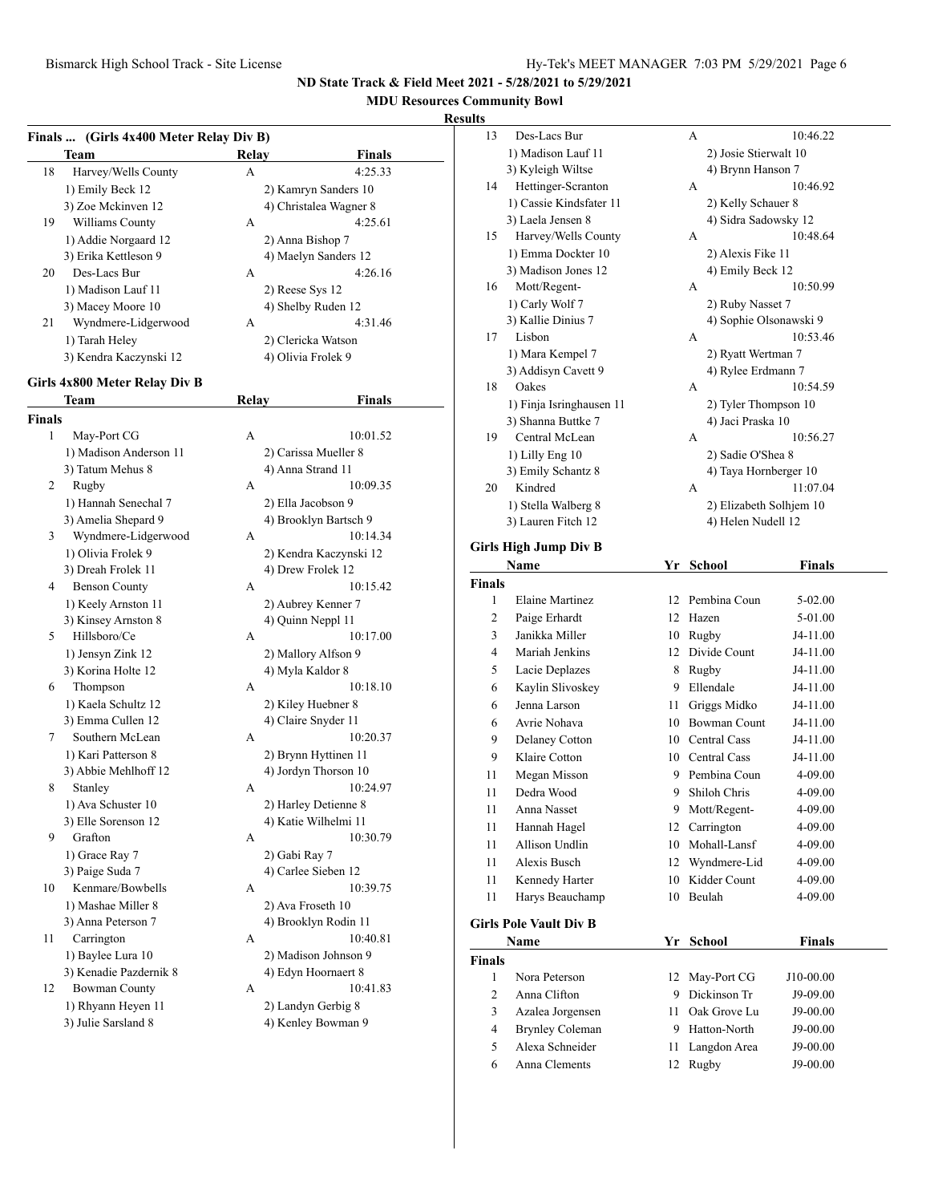**ND State Track & Field Meet 2021 - 5/28/2021 to 5/29/2021**

**MDU Resources Community Bowl**

**Results**

### Finals ... (Girls 4x400 Meter Relay Div B)

| | Team | Relay | Finals |
|---|---|---|---|
| 18 | Harvey/Wells County | A | 4:25.33 |
| | 1) Emily Beck 12 | 2) Kamryn Sanders 10 | |
| | 3) Zoe Mckinven 12 | 4) Christalea Wagner 8 | |
| 19 | Williams County | A | 4:25.61 |
| | 1) Addie Norgaard 12 | 2) Anna Bishop 7 | |
| | 3) Erika Kettleson 9 | 4) Maelyn Sanders 12 | |
| 20 | Des-Lacs Bur | A | 4:26.16 |
| | 1) Madison Lauf 11 | 2) Reese Sys 12 | |
| | 3) Macey Moore 10 | 4) Shelby Ruden 12 | |
| 21 | Wyndmere-Lidgerwood | A | 4:31.46 |
| | 1) Tarah Heley | 2) Clericka Watson | |
| | 3) Kendra Kaczynski 12 | 4) Olivia Frolek 9 | |

### Girls 4x800 Meter Relay Div B

**Finals**

| | Team | Relay | Finals |
|---|---|---|---|
| 1 | May-Port CG | A | 10:01.52 |
| | 1) Madison Anderson 11 | 2) Carissa Mueller 8 | |
| | 3) Tatum Mehus 8 | 4) Anna Strand 11 | |
| 2 | Rugby | A | 10:09.35 |
| | 1) Hannah Senechal 7 | 2) Ella Jacobson 9 | |
| | 3) Amelia Shepard 9 | 4) Brooklyn Bartsch 9 | |
| 3 | Wyndmere-Lidgerwood | A | 10:14.34 |
| | 1) Olivia Frolek 9 | 2) Kendra Kaczynski 12 | |
| | 3) Dreah Frolek 11 | 4) Drew Frolek 12 | |
| 4 | Benson County | A | 10:15.42 |
| | 1) Keely Arnston 11 | 2) Aubrey Kenner 7 | |
| | 3) Kinsey Arnston 8 | 4) Quinn Neppl 11 | |
| 5 | Hillsboro/Ce | A | 10:17.00 |
| | 1) Jensyn Zink 12 | 2) Mallory Alfson 9 | |
| | 3) Korina Holte 12 | 4) Myla Kaldor 8 | |
| 6 | Thompson | A | 10:18.10 |
| | 1) Kaela Schultz 12 | 2) Kiley Huebner 8 | |
| | 3) Emma Cullen 12 | 4) Claire Snyder 11 | |
| 7 | Southern McLean | A | 10:20.37 |
| | 1) Kari Patterson 8 | 2) Brynn Hyttinen 11 | |
| | 3) Abbie Mehlhoff 12 | 4) Jordyn Thorson 10 | |
| 8 | Stanley | A | 10:24.97 |
| | 1) Ava Schuster 10 | 2) Harley Detienne 8 | |
| | 3) Elle Sorenson 12 | 4) Katie Wilhelmi 11 | |
| 9 | Grafton | A | 10:30.79 |
| | 1) Grace Ray 7 | 2) Gabi Ray 7 | |
| | 3) Paige Suda 7 | 4) Carlee Sieben 12 | |
| 10 | Kenmare/Bowbells | A | 10:39.75 |
| | 1) Mashae Miller 8 | 2) Ava Froseth 10 | |
| | 3) Anna Peterson 7 | 4) Brooklyn Rodin 11 | |
| 11 | Carrington | A | 10:40.81 |
| | 1) Baylee Lura 10 | 2) Madison Johnson 9 | |
| | 3) Kenadie Pazdernik 8 | 4) Edyn Hoornaert 8 | |
| 12 | Bowman County | A | 10:41.83 |
| | 1) Rhyann Heyen 11 | 2) Landyn Gerbig 8 | |
| | 3) Julie Sarsland 8 | 4) Kenley Bowman 9 | |
| 13 | Des-Lacs Bur | A | 10:46.22 |
| | 1) Madison Lauf 11 | 2) Josie Stierwalt 10 | |
| | 3) Kyleigh Wiltse | 4) Brynn Hanson 7 | |
| 14 | Hettinger-Scranton | A | 10:46.92 |
| | 1) Cassie Kindsfater 11 | 2) Kelly Schauer 8 | |
| | 3) Laela Jensen 8 | 4) Sidra Sadowsky 12 | |
| 15 | Harvey/Wells County | A | 10:48.64 |
| | 1) Emma Dockter 10 | 2) Alexis Fike 11 | |
| | 3) Madison Jones 12 | 4) Emily Beck 12 | |
| 16 | Mott/Regent- | A | 10:50.99 |
| | 1) Carly Wolf 7 | 2) Ruby Nasset 7 | |
| | 3) Kallie Dinius 7 | 4) Sophie Olsonawski 9 | |
| 17 | Lisbon | A | 10:53.46 |
| | 1) Mara Kempel 7 | 2) Ryatt Wertman 7 | |
| | 3) Addisyn Cavett 9 | 4) Rylee Erdmann 7 | |
| 18 | Oakes | A | 10:54.59 |
| | 1) Finja Isringhausen 11 | 2) Tyler Thompson 10 | |
| | 3) Shanna Buttke 7 | 4) Jaci Praska 10 | |
| 19 | Central McLean | A | 10:56.27 |
| | 1) Lilly Eng 10 | 2) Sadie O'Shea 8 | |
| | 3) Emily Schantz 8 | 4) Taya Hornberger 10 | |
| 20 | Kindred | A | 11:07.04 |
| | 1) Stella Walberg 8 | 2) Elizabeth Solhjem 10 | |
| | 3) Lauren Fitch 12 | 4) Helen Nudell 12 | |

### Girls High Jump Div B

**Finals**

| | Name | Yr | School | Finals |
|---|---|---|---|---|
| 1 | Elaine Martinez | 12 | Pembina Coun | 5-02.00 |
| 2 | Paige Erhardt | 12 | Hazen | 5-01.00 |
| 3 | Janikka Miller | 10 | Rugby | J4-11.00 |
| 4 | Mariah Jenkins | 12 | Divide Count | J4-11.00 |
| 5 | Lacie Deplazes | 8 | Rugby | J4-11.00 |
| 6 | Kaylin Slivoskey | 9 | Ellendale | J4-11.00 |
| 6 | Jenna Larson | 11 | Griggs Midko | J4-11.00 |
| 6 | Avrie Nohava | 10 | Bowman Count | J4-11.00 |
| 9 | Delaney Cotton | 10 | Central Cass | J4-11.00 |
| 9 | Klaire Cotton | 10 | Central Cass | J4-11.00 |
| 11 | Megan Misson | 9 | Pembina Coun | 4-09.00 |
| 11 | Dedra Wood | 9 | Shiloh Chris | 4-09.00 |
| 11 | Anna Nasset | 9 | Mott/Regent- | 4-09.00 |
| 11 | Hannah Hagel | 12 | Carrington | 4-09.00 |
| 11 | Allison Undlin | 10 | Mohall-Lansf | 4-09.00 |
| 11 | Alexis Busch | 12 | Wyndmere-Lid | 4-09.00 |
| 11 | Kennedy Harter | 10 | Kidder Count | 4-09.00 |
| 11 | Harys Beauchamp | 10 | Beulah | 4-09.00 |

### Girls Pole Vault Div B

**Finals**

| | Name | Yr | School | Finals |
|---|---|---|---|---|
| 1 | Nora Peterson | 12 | May-Port CG | J10-00.00 |
| 2 | Anna Clifton | 9 | Dickinson Tr | J9-09.00 |
| 3 | Azalea Jorgensen | 11 | Oak Grove Lu | J9-00.00 |
| 4 | Brynley Coleman | 9 | Hatton-North | J9-00.00 |
| 5 | Alexa Schneider | 11 | Langdon Area | J9-00.00 |
| 6 | Anna Clements | 12 | Rugby | J9-00.00 |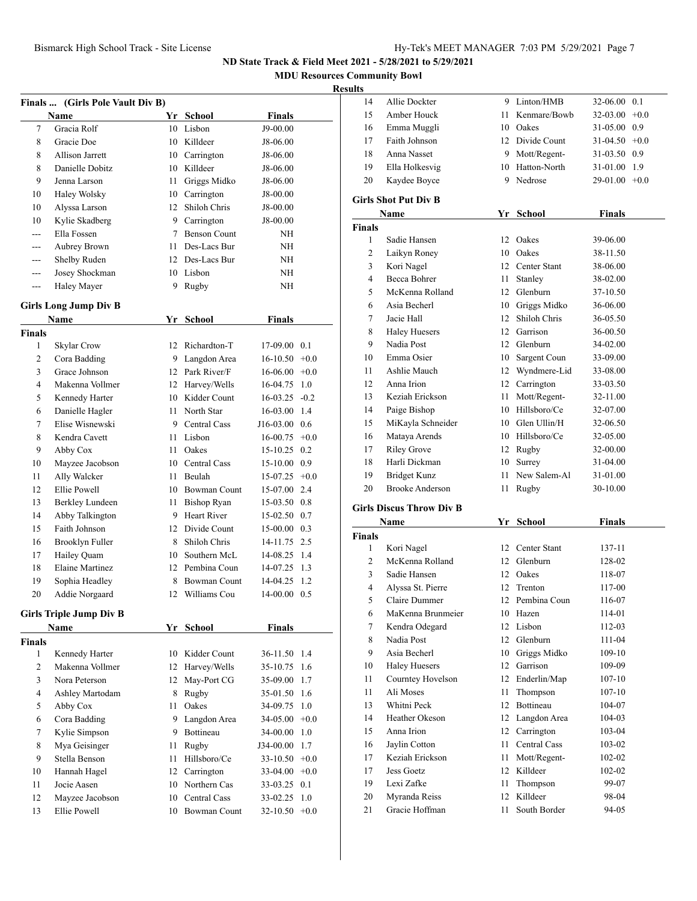## ND State Track & Field Meet 2021 - 5/28/2021 to 5/29/2021

### MDU Resources Community Bowl

### Results

**Finals ... (Girls Pole Vault Div B)**

| | Name | Yr | School | Finals |
|---|---|---|---|---|
| 7 | Gracia Rolf | 10 | Lisbon | J9-00.00 |
| 8 | Gracie Doe | 10 | Killdeer | J8-06.00 |
| 8 | Allison Jarrett | 10 | Carrington | J8-06.00 |
| 8 | Danielle Dobitz | 10 | Killdeer | J8-06.00 |
| 9 | Jenna Larson | 11 | Griggs Midko | J8-06.00 |
| 10 | Haley Wolsky | 10 | Carrington | J8-00.00 |
| 10 | Alyssa Larson | 12 | Shiloh Chris | J8-00.00 |
| 10 | Kylie Skadberg | 9 | Carrington | J8-00.00 |
| --- | Ella Fossen | 7 | Benson Count | NH |
| --- | Aubrey Brown | 11 | Des-Lacs Bur | NH |
| --- | Shelby Ruden | 12 | Des-Lacs Bur | NH |
| --- | Josey Shockman | 10 | Lisbon | NH |
| --- | Haley Mayer | 9 | Rugby | NH |

**Girls Long Jump Div B**

| | Name | Yr | School | Finals | |
|---|---|---|---|---|---|
| **Finals** | | | | | |
| 1 | Skylar Crow | 12 | Richardton-T | 17-09.00 | 0.1 |
| 2 | Cora Badding | 9 | Langdon Area | 16-10.50 | +0.0 |
| 3 | Grace Johnson | 12 | Park River/F | 16-06.00 | +0.0 |
| 4 | Makenna Vollmer | 12 | Harvey/Wells | 16-04.75 | 1.0 |
| 5 | Kennedy Harter | 10 | Kidder Count | 16-03.25 | -0.2 |
| 6 | Danielle Hagler | 11 | North Star | 16-03.00 | 1.4 |
| 7 | Elise Wisnewski | 9 | Central Cass | J16-03.00 | 0.6 |
| 8 | Kendra Cavett | 11 | Lisbon | 16-00.75 | +0.0 |
| 9 | Abby Cox | 11 | Oakes | 15-10.25 | 0.2 |
| 10 | Mayzee Jacobson | 10 | Central Cass | 15-10.00 | 0.9 |
| 11 | Ally Walcker | 11 | Beulah | 15-07.25 | +0.0 |
| 12 | Ellie Powell | 10 | Bowman Count | 15-07.00 | 2.4 |
| 13 | Berkley Lundeen | 11 | Bishop Ryan | 15-03.50 | 0.8 |
| 14 | Abby Talkington | 9 | Heart River | 15-02.50 | 0.7 |
| 15 | Faith Johnson | 12 | Divide Count | 15-00.00 | 0.3 |
| 16 | Brooklyn Fuller | 8 | Shiloh Chris | 14-11.75 | 2.5 |
| 17 | Hailey Quam | 10 | Southern McL | 14-08.25 | 1.4 |
| 18 | Elaine Martinez | 12 | Pembina Coun | 14-07.25 | 1.3 |
| 19 | Sophia Headley | 8 | Bowman Count | 14-04.25 | 1.2 |
| 20 | Addie Norgaard | 12 | Williams Cou | 14-00.00 | 0.5 |

**Girls Triple Jump Div B**

| | Name | Yr | School | Finals | |
|---|---|---|---|---|---|
| **Finals** | | | | | |
| 1 | Kennedy Harter | 10 | Kidder Count | 36-11.50 | 1.4 |
| 2 | Makenna Vollmer | 12 | Harvey/Wells | 35-10.75 | 1.6 |
| 3 | Nora Peterson | 12 | May-Port CG | 35-09.00 | 1.7 |
| 4 | Ashley Martodam | 8 | Rugby | 35-01.50 | 1.6 |
| 5 | Abby Cox | 11 | Oakes | 34-09.75 | 1.0 |
| 6 | Cora Badding | 9 | Langdon Area | 34-05.00 | +0.0 |
| 7 | Kylie Simpson | 9 | Bottineau | 34-00.00 | 1.0 |
| 8 | Mya Geisinger | 11 | Rugby | J34-00.00 | 1.7 |
| 9 | Stella Benson | 11 | Hillsboro/Ce | 33-10.50 | +0.0 |
| 10 | Hannah Hagel | 12 | Carrington | 33-04.00 | +0.0 |
| 11 | Jocie Aasen | 10 | Northern Cas | 33-03.25 | 0.1 |
| 12 | Mayzee Jacobson | 10 | Central Cass | 33-02.25 | 1.0 |
| 13 | Ellie Powell | 10 | Bowman Count | 32-10.50 | +0.0 |
| 14 | Allie Dockter | 9 | Linton/HMB | 32-06.00 | 0.1 |
| 15 | Amber Houck | 11 | Kenmare/Bowb | 32-03.00 | +0.0 |
| 16 | Emma Muggli | 10 | Oakes | 31-05.00 | 0.9 |
| 17 | Faith Johnson | 12 | Divide Count | 31-04.50 | +0.0 |
| 18 | Anna Nasset | 9 | Mott/Regent- | 31-03.50 | 0.9 |
| 19 | Ella Holkesvig | 10 | Hatton-North | 31-01.00 | 1.9 |
| 20 | Kaydee Boyce | 9 | Nedrose | 29-01.00 | +0.0 |

**Girls Shot Put Div B**

| | Name | Yr | School | Finals |
|---|---|---|---|---|
| **Finals** | | | | |
| 1 | Sadie Hansen | 12 | Oakes | 39-06.00 |
| 2 | Laikyn Roney | 10 | Oakes | 38-11.50 |
| 3 | Kori Nagel | 12 | Center Stant | 38-06.00 |
| 4 | Becca Bohrer | 11 | Stanley | 38-02.00 |
| 5 | McKenna Rolland | 12 | Glenburn | 37-10.50 |
| 6 | Asia Becherl | 10 | Griggs Midko | 36-06.00 |
| 7 | Jacie Hall | 12 | Shiloh Chris | 36-05.50 |
| 8 | Haley Huesers | 12 | Garrison | 36-00.50 |
| 9 | Nadia Post | 12 | Glenburn | 34-02.00 |
| 10 | Emma Osier | 10 | Sargent Coun | 33-09.00 |
| 11 | Ashlie Mauch | 12 | Wyndmere-Lid | 33-08.00 |
| 12 | Anna Irion | 12 | Carrington | 33-03.50 |
| 13 | Keziah Erickson | 11 | Mott/Regent- | 32-11.00 |
| 14 | Paige Bishop | 10 | Hillsboro/Ce | 32-07.00 |
| 15 | MiKayla Schneider | 10 | Glen Ullin/H | 32-06.50 |
| 16 | Mataya Arends | 10 | Hillsboro/Ce | 32-05.00 |
| 17 | Riley Grove | 12 | Rugby | 32-00.00 |
| 18 | Harli Dickman | 10 | Surrey | 31-04.00 |
| 19 | Bridget Kunz | 11 | New Salem-Al | 31-01.00 |
| 20 | Brooke Anderson | 11 | Rugby | 30-10.00 |

**Girls Discus Throw Div B**

| | Name | Yr | School | Finals |
|---|---|---|---|---|
| **Finals** | | | | |
| 1 | Kori Nagel | 12 | Center Stant | 137-11 |
| 2 | McKenna Rolland | 12 | Glenburn | 128-02 |
| 3 | Sadie Hansen | 12 | Oakes | 118-07 |
| 4 | Alyssa St. Pierre | 12 | Trenton | 117-00 |
| 5 | Claire Dummer | 12 | Pembina Coun | 116-07 |
| 6 | MaKenna Brunmeier | 10 | Hazen | 114-01 |
| 7 | Kendra Odegard | 12 | Lisbon | 112-03 |
| 8 | Nadia Post | 12 | Glenburn | 111-04 |
| 9 | Asia Becherl | 10 | Griggs Midko | 109-10 |
| 10 | Haley Huesers | 12 | Garrison | 109-09 |
| 11 | Courntey Hovelson | 12 | Enderlin/Map | 107-10 |
| 11 | Ali Moses | 11 | Thompson | 107-10 |
| 13 | Whitni Peck | 12 | Bottineau | 104-07 |
| 14 | Heather Okeson | 12 | Langdon Area | 104-03 |
| 15 | Anna Irion | 12 | Carrington | 103-04 |
| 16 | Jaylin Cotton | 11 | Central Cass | 103-02 |
| 17 | Keziah Erickson | 11 | Mott/Regent- | 102-02 |
| 17 | Jess Goetz | 12 | Killdeer | 102-02 |
| 19 | Lexi Zafke | 11 | Thompson | 99-07 |
| 20 | Myranda Reiss | 12 | Killdeer | 98-04 |
| 21 | Gracie Hoffman | 11 | South Border | 94-05 |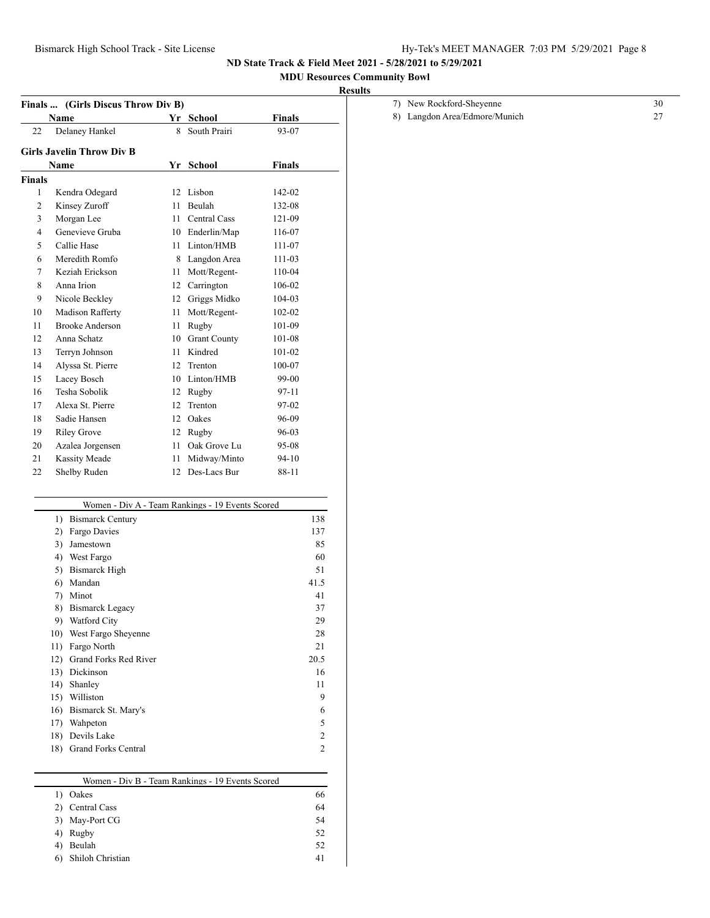**ND State Track & Field Meet 2021 - 5/28/2021 to 5/29/2021**

**MDU Resources Community Bowl**

**Results**

### Finals ... (Girls Discus Throw Div B)

| | Name | Yr | School | Finals |
|---|---|---|---|---|
| 22 | Delaney Hankel | 8 | South Prairi | 93-07 |

### Girls Javelin Throw Div B

| | Name | Yr | School | Finals |
|---|---|---|---|---|
| **Finals** | | | | |
| 1 | Kendra Odegard | 12 | Lisbon | 142-02 |
| 2 | Kinsey Zuroff | 11 | Beulah | 132-08 |
| 3 | Morgan Lee | 11 | Central Cass | 121-09 |
| 4 | Genevieve Gruba | 10 | Enderlin/Map | 116-07 |
| 5 | Callie Hase | 11 | Linton/HMB | 111-07 |
| 6 | Meredith Romfo | 8 | Langdon Area | 111-03 |
| 7 | Keziah Erickson | 11 | Mott/Regent- | 110-04 |
| 8 | Anna Irion | 12 | Carrington | 106-02 |
| 9 | Nicole Beckley | 12 | Griggs Midko | 104-03 |
| 10 | Madison Rafferty | 11 | Mott/Regent- | 102-02 |
| 11 | Brooke Anderson | 11 | Rugby | 101-09 |
| 12 | Anna Schatz | 10 | Grant County | 101-08 |
| 13 | Terryn Johnson | 11 | Kindred | 101-02 |
| 14 | Alyssa St. Pierre | 12 | Trenton | 100-07 |
| 15 | Lacey Bosch | 10 | Linton/HMB | 99-00 |
| 16 | Tesha Sobolik | 12 | Rugby | 97-11 |
| 17 | Alexa St. Pierre | 12 | Trenton | 97-02 |
| 18 | Sadie Hansen | 12 | Oakes | 96-09 |
| 19 | Riley Grove | 12 | Rugby | 96-03 |
| 20 | Azalea Jorgensen | 11 | Oak Grove Lu | 95-08 |
| 21 | Kassity Meade | 11 | Midway/Minto | 94-10 |
| 22 | Shelby Ruden | 12 | Des-Lacs Bur | 88-11 |

| Women - Div A - Team Rankings - 19 Events Scored | | |
|---|---|---|
| 1) | Bismarck Century | 138 |
| 2) | Fargo Davies | 137 |
| 3) | Jamestown | 85 |
| 4) | West Fargo | 60 |
| 5) | Bismarck High | 51 |
| 6) | Mandan | 41.5 |
| 7) | Minot | 41 |
| 8) | Bismarck Legacy | 37 |
| 9) | Watford City | 29 |
| 10) | West Fargo Sheyenne | 28 |
| 11) | Fargo North | 21 |
| 12) | Grand Forks Red River | 20.5 |
| 13) | Dickinson | 16 |
| 14) | Shanley | 11 |
| 15) | Williston | 9 |
| 16) | Bismarck St. Mary's | 6 |
| 17) | Wahpeton | 5 |
| 18) | Devils Lake | 2 |
| 18) | Grand Forks Central | 2 |

| Women - Div B - Team Rankings - 19 Events Scored | | |
|---|---|---|
| 1) | Oakes | 66 |
| 2) | Central Cass | 64 |
| 3) | May-Port CG | 54 |
| 4) | Rugby | 52 |
| 4) | Beulah | 52 |
| 6) | Shiloh Christian | 41 |
| 7) | New Rockford-Sheyenne | 30 |
| 8) | Langdon Area/Edmore/Munich | 27 |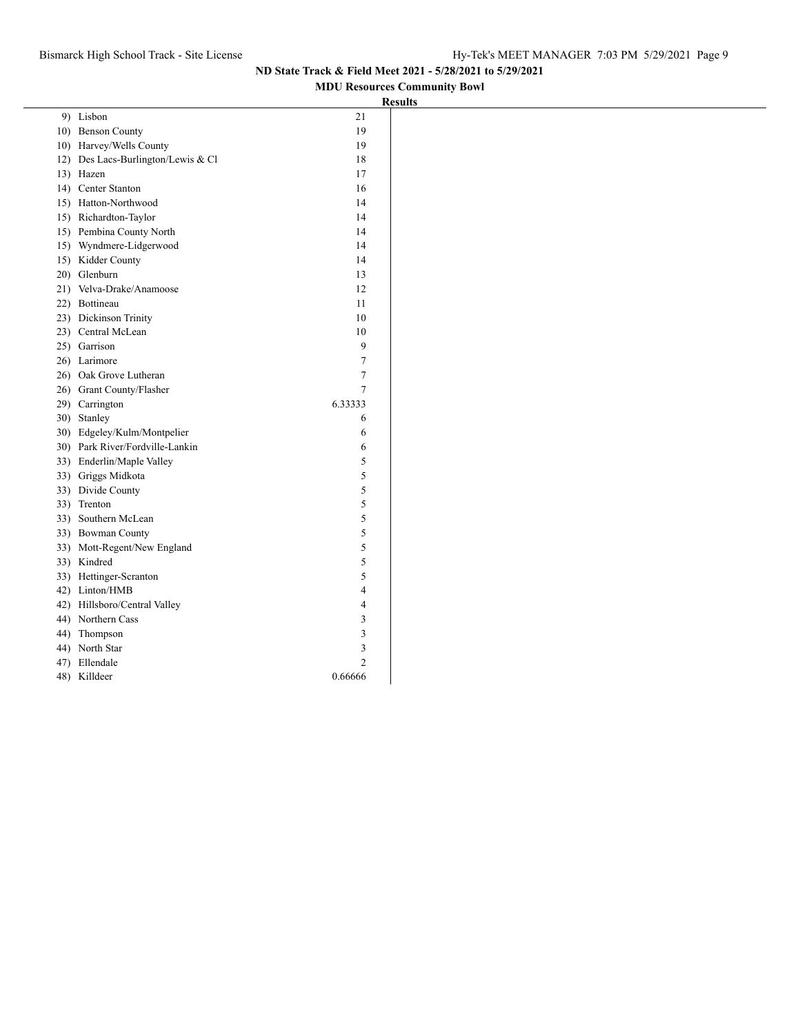## ND State Track & Field Meet 2021 - 5/28/2021 to 5/29/2021

### MDU Resources Community Bowl

**Results**

| | | |
|---|---|---|
| 9) | Lisbon | 21 |
| 10) | Benson County | 19 |
| 10) | Harvey/Wells County | 19 |
| 12) | Des Lacs-Burlington/Lewis & Cl | 18 |
| 13) | Hazen | 17 |
| 14) | Center Stanton | 16 |
| 15) | Hatton-Northwood | 14 |
| 15) | Richardton-Taylor | 14 |
| 15) | Pembina County North | 14 |
| 15) | Wyndmere-Lidgerwood | 14 |
| 15) | Kidder County | 14 |
| 20) | Glenburn | 13 |
| 21) | Velva-Drake/Anamoose | 12 |
| 22) | Bottineau | 11 |
| 23) | Dickinson Trinity | 10 |
| 23) | Central McLean | 10 |
| 25) | Garrison | 9 |
| 26) | Larimore | 7 |
| 26) | Oak Grove Lutheran | 7 |
| 26) | Grant County/Flasher | 7 |
| 29) | Carrington | 6.33333 |
| 30) | Stanley | 6 |
| 30) | Edgeley/Kulm/Montpelier | 6 |
| 30) | Park River/Fordville-Lankin | 6 |
| 33) | Enderlin/Maple Valley | 5 |
| 33) | Griggs Midkota | 5 |
| 33) | Divide County | 5 |
| 33) | Trenton | 5 |
| 33) | Southern McLean | 5 |
| 33) | Bowman County | 5 |
| 33) | Mott-Regent/New England | 5 |
| 33) | Kindred | 5 |
| 33) | Hettinger-Scranton | 5 |
| 42) | Linton/HMB | 4 |
| 42) | Hillsboro/Central Valley | 4 |
| 44) | Northern Cass | 3 |
| 44) | Thompson | 3 |
| 44) | North Star | 3 |
| 47) | Ellendale | 2 |
| 48) | Killdeer | 0.66666 |